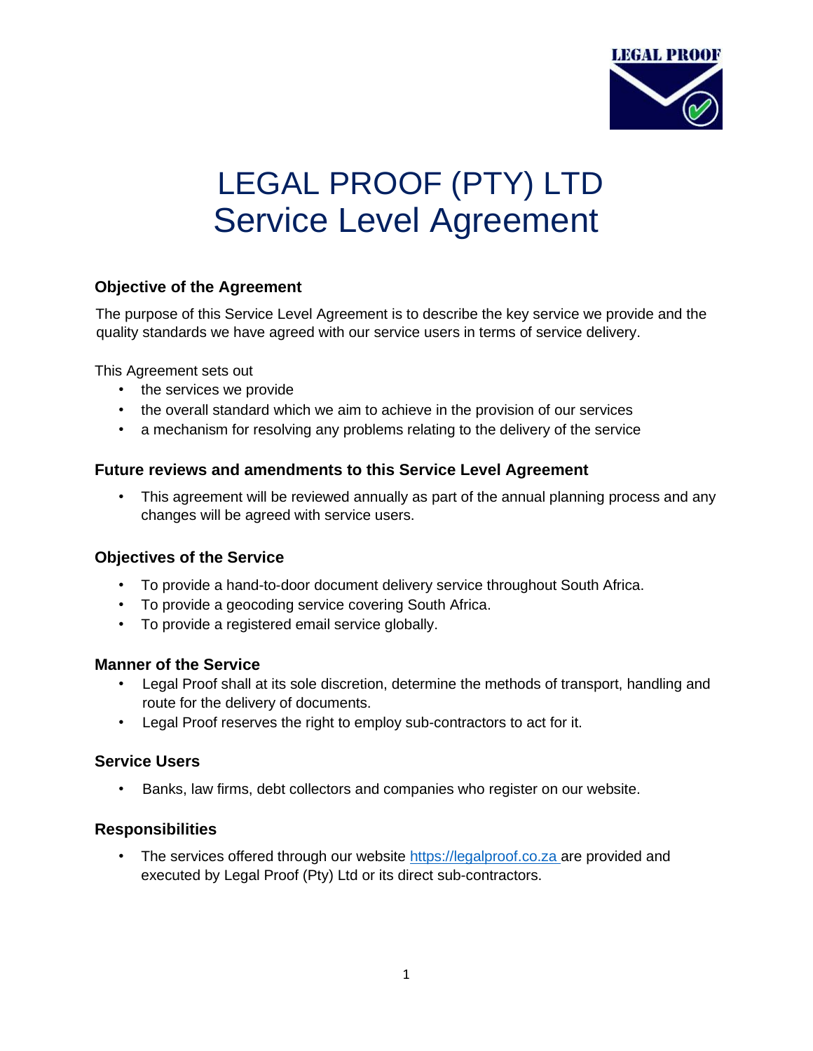# LEGAL PROOF (PTY) LTD
# Service Level Agreement

### Objective of the Agreement

The purpose of this Service Level Agreement is to describe the key service we provide and the quality standards we have agreed with our service users in terms of service delivery.

This Agreement sets out

- the services we provide
- the overall standard which we aim to achieve in the provision of our services
- a mechanism for resolving any problems relating to the delivery of the service

### Future reviews and amendments to this Service Level Agreement

- This agreement will be reviewed annually as part of the annual planning process and any changes will be agreed with service users.

### Objectives of the Service

- To provide a hand-to-door document delivery service throughout South Africa.
- To provide a geocoding service covering South Africa.
- To provide a registered email service globally.

### Manner of the Service

- Legal Proof shall at its sole discretion, determine the methods of transport, handling and route for the delivery of documents.
- Legal Proof reserves the right to employ sub-contractors to act for it.

### Service Users

- Banks, law firms, debt collectors and companies who register on our website.

### Responsibilities

- The services offered through our website [https://legalproof.co.za](https://legalproof.co.za) are provided and executed by Legal Proof (Pty) Ltd or its direct sub-contractors.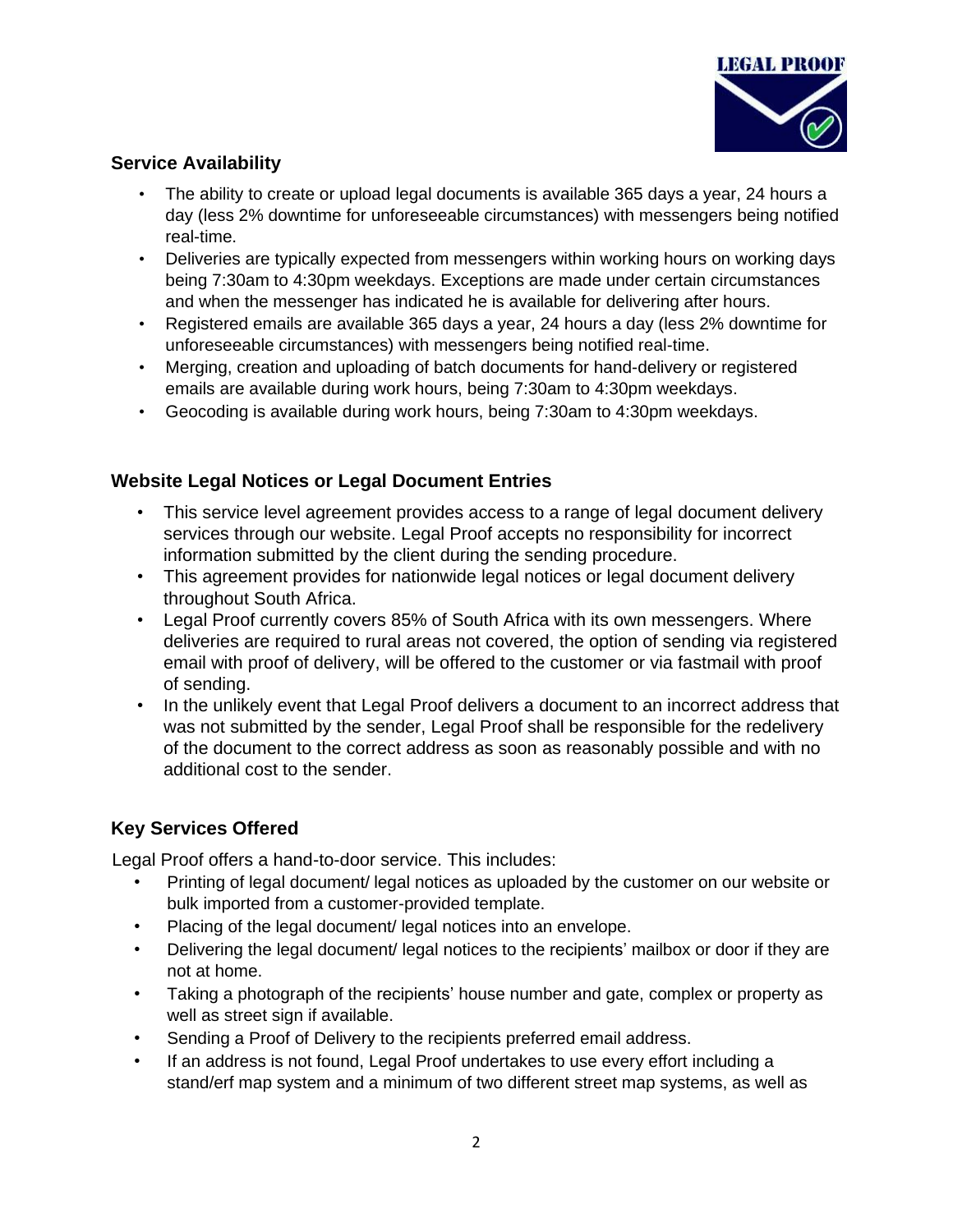## Service Availability

- The ability to create or upload legal documents is available 365 days a year, 24 hours a day (less 2% downtime for unforeseeable circumstances) with messengers being notified real-time.
- Deliveries are typically expected from messengers within working hours on working days being 7:30am to 4:30pm weekdays. Exceptions are made under certain circumstances and when the messenger has indicated he is available for delivering after hours.
- Registered emails are available 365 days a year, 24 hours a day (less 2% downtime for unforeseeable circumstances) with messengers being notified real-time.
- Merging, creation and uploading of batch documents for hand-delivery or registered emails are available during work hours, being 7:30am to 4:30pm weekdays.
- Geocoding is available during work hours, being 7:30am to 4:30pm weekdays.

## Website Legal Notices or Legal Document Entries

- This service level agreement provides access to a range of legal document delivery services through our website. Legal Proof accepts no responsibility for incorrect information submitted by the client during the sending procedure.
- This agreement provides for nationwide legal notices or legal document delivery throughout South Africa.
- Legal Proof currently covers 85% of South Africa with its own messengers. Where deliveries are required to rural areas not covered, the option of sending via registered email with proof of delivery, will be offered to the customer or via fastmail with proof of sending.
- In the unlikely event that Legal Proof delivers a document to an incorrect address that was not submitted by the sender, Legal Proof shall be responsible for the redelivery of the document to the correct address as soon as reasonably possible and with no additional cost to the sender.

## Key Services Offered

Legal Proof offers a hand-to-door service. This includes:

- Printing of legal document/ legal notices as uploaded by the customer on our website or bulk imported from a customer-provided template.
- Placing of the legal document/ legal notices into an envelope.
- Delivering the legal document/ legal notices to the recipients' mailbox or door if they are not at home.
- Taking a photograph of the recipients' house number and gate, complex or property as well as street sign if available.
- Sending a Proof of Delivery to the recipients preferred email address.
- If an address is not found, Legal Proof undertakes to use every effort including a stand/erf map system and a minimum of two different street map systems, as well as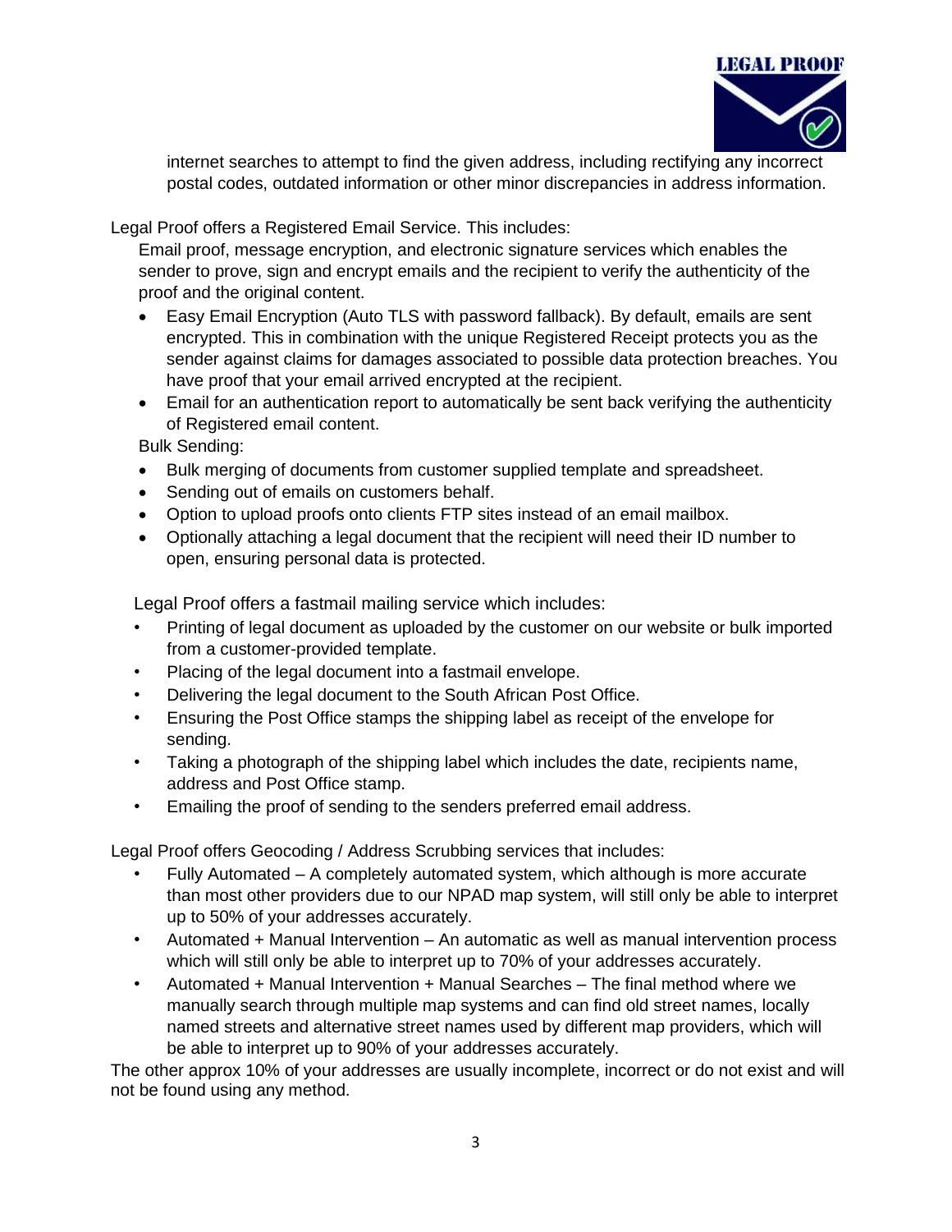internet searches to attempt to find the given address, including rectifying any incorrect postal codes, outdated information or other minor discrepancies in address information.

Legal Proof offers a Registered Email Service. This includes:

Email proof, message encryption, and electronic signature services which enables the sender to prove, sign and encrypt emails and the recipient to verify the authenticity of the proof and the original content.

- Easy Email Encryption (Auto TLS with password fallback). By default, emails are sent encrypted. This in combination with the unique Registered Receipt protects you as the sender against claims for damages associated to possible data protection breaches. You have proof that your email arrived encrypted at the recipient.
- Email for an authentication report to automatically be sent back verifying the authenticity of Registered email content.

Bulk Sending:

- Bulk merging of documents from customer supplied template and spreadsheet.
- Sending out of emails on customers behalf.
- Option to upload proofs onto clients FTP sites instead of an email mailbox.
- Optionally attaching a legal document that the recipient will need their ID number to open, ensuring personal data is protected.

Legal Proof offers a fastmail mailing service which includes:

- Printing of legal document as uploaded by the customer on our website or bulk imported from a customer-provided template.
- Placing of the legal document into a fastmail envelope.
- Delivering the legal document to the South African Post Office.
- Ensuring the Post Office stamps the shipping label as receipt of the envelope for sending.
- Taking a photograph of the shipping label which includes the date, recipients name, address and Post Office stamp.
- Emailing the proof of sending to the senders preferred email address.

Legal Proof offers Geocoding / Address Scrubbing services that includes:

- Fully Automated – A completely automated system, which although is more accurate than most other providers due to our NPAD map system, will still only be able to interpret up to 50% of your addresses accurately.
- Automated + Manual Intervention – An automatic as well as manual intervention process which will still only be able to interpret up to 70% of your addresses accurately.
- Automated + Manual Intervention + Manual Searches – The final method where we manually search through multiple map systems and can find old street names, locally named streets and alternative street names used by different map providers, which will be able to interpret up to 90% of your addresses accurately.

The other approx 10% of your addresses are usually incomplete, incorrect or do not exist and will not be found using any method.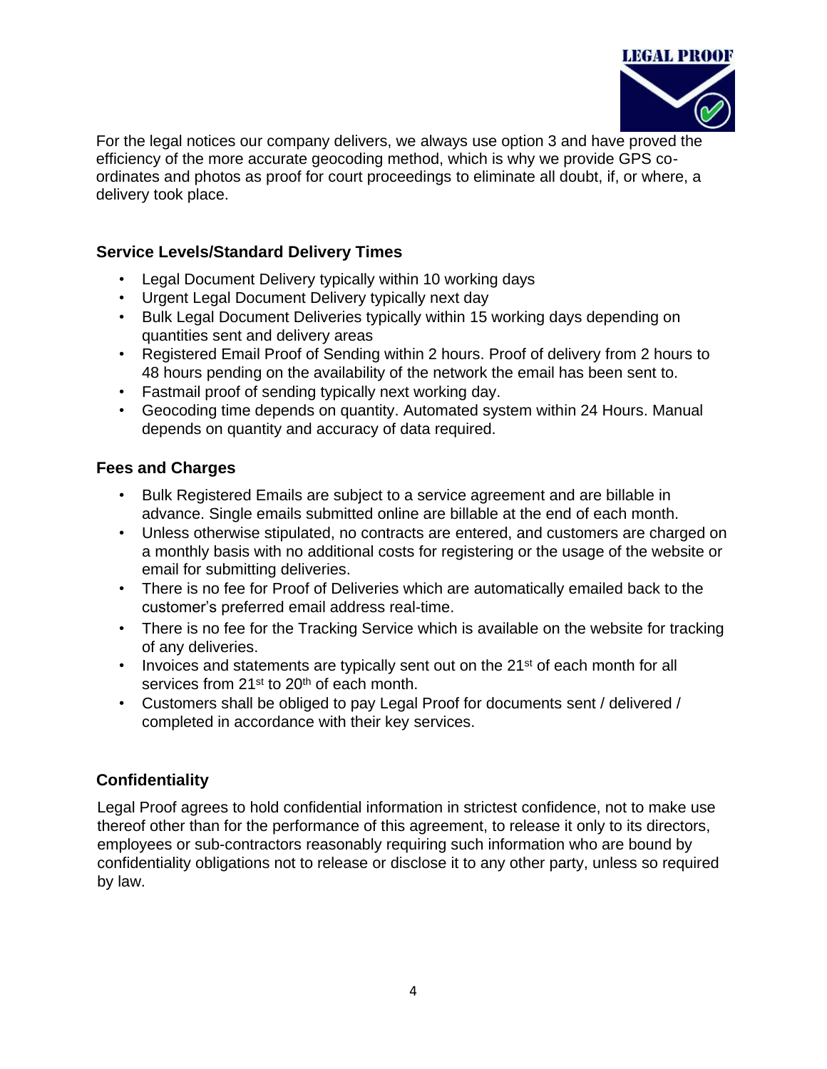For the legal notices our company delivers, we always use option 3 and have proved the efficiency of the more accurate geocoding method, which is why we provide GPS co-ordinates and photos as proof for court proceedings to eliminate all doubt, if, or where, a delivery took place.

### Service Levels/Standard Delivery Times

- Legal Document Delivery typically within 10 working days
- Urgent Legal Document Delivery typically next day
- Bulk Legal Document Deliveries typically within 15 working days depending on quantities sent and delivery areas
- Registered Email Proof of Sending within 2 hours. Proof of delivery from 2 hours to 48 hours pending on the availability of the network the email has been sent to.
- Fastmail proof of sending typically next working day.
- Geocoding time depends on quantity. Automated system within 24 Hours. Manual depends on quantity and accuracy of data required.

### Fees and Charges

- Bulk Registered Emails are subject to a service agreement and are billable in advance. Single emails submitted online are billable at the end of each month.
- Unless otherwise stipulated, no contracts are entered, and customers are charged on a monthly basis with no additional costs for registering or the usage of the website or email for submitting deliveries.
- There is no fee for Proof of Deliveries which are automatically emailed back to the customer's preferred email address real-time.
- There is no fee for the Tracking Service which is available on the website for tracking of any deliveries.
- Invoices and statements are typically sent out on the 21st of each month for all services from 21st to 20th of each month.
- Customers shall be obliged to pay Legal Proof for documents sent / delivered / completed in accordance with their key services.

### Confidentiality

Legal Proof agrees to hold confidential information in strictest confidence, not to make use thereof other than for the performance of this agreement, to release it only to its directors, employees or sub-contractors reasonably requiring such information who are bound by confidentiality obligations not to release or disclose it to any other party, unless so required by law.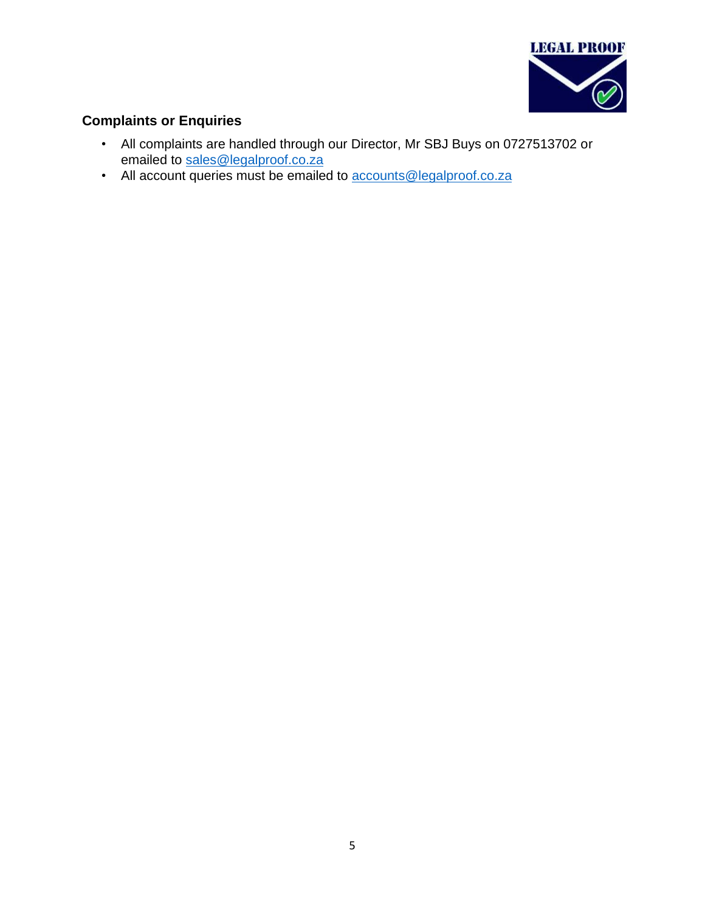## Complaints or Enquiries

- All complaints are handled through our Director, Mr SBJ Buys on 0727513702 or emailed to sales@legalproof.co.za
- All account queries must be emailed to accounts@legalproof.co.za